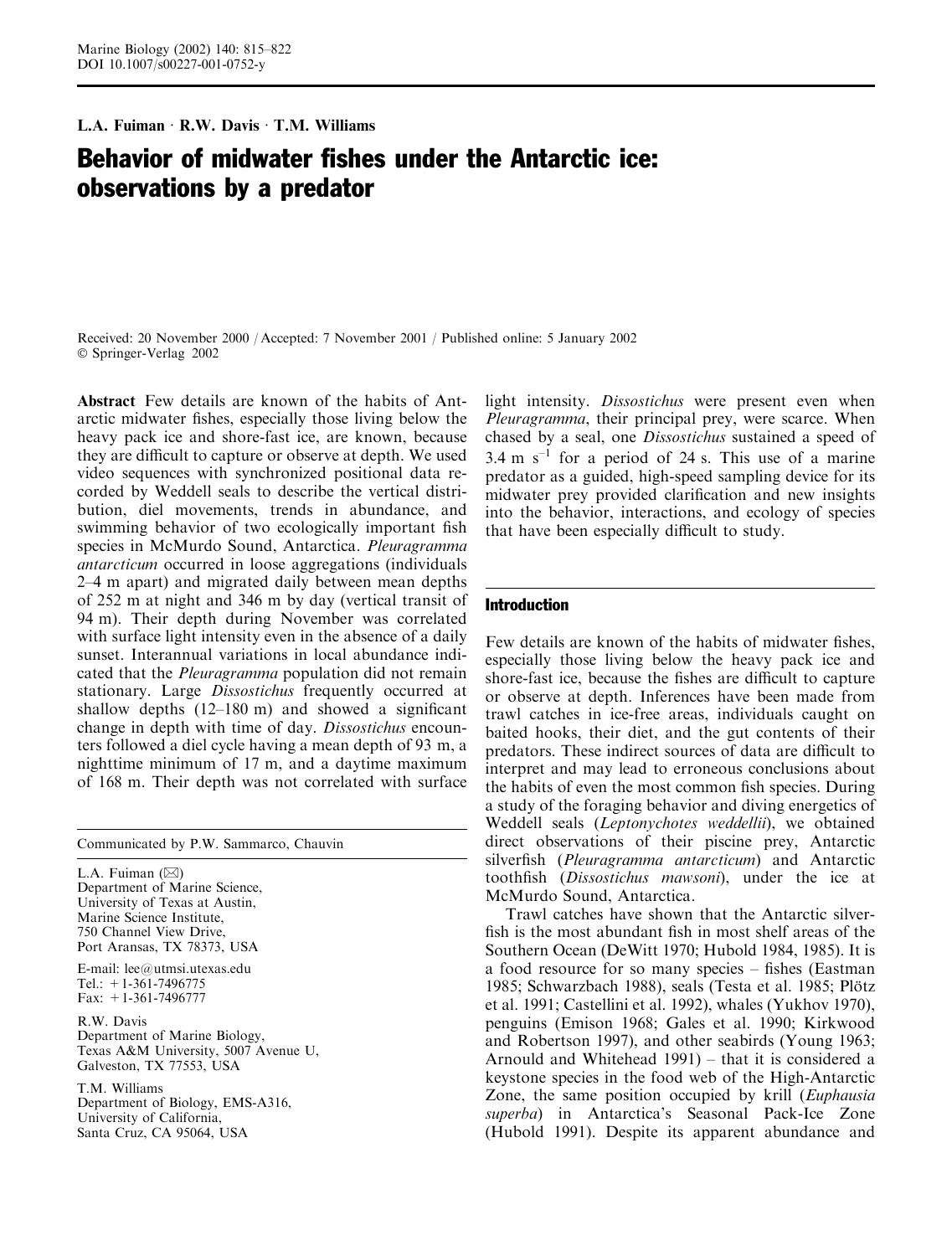L.A. Fuiman · R.W. Davis · T.M. Williams

# Behavior of midwater fishes under the Antarctic ice: observations by a predator

Received: 20 November 2000 / Accepted: 7 November 2001 / Published online: 5 January 2002
© Springer-Verlag 2002

**Abstract** Few details are known of the habits of Antarctic midwater fishes, especially those living below the heavy pack ice and shore-fast ice, are known, because they are difficult to capture or observe at depth. We used video sequences with synchronized positional data recorded by Weddell seals to describe the vertical distribution, diel movements, trends in abundance, and swimming behavior of two ecologically important fish species in McMurdo Sound, Antarctica. *Pleuragramma antarcticum* occurred in loose aggregations (individuals 2–4 m apart) and migrated daily between mean depths of 252 m at night and 346 m by day (vertical transit of 94 m). Their depth during November was correlated with surface light intensity even in the absence of a daily sunset. Interannual variations in local abundance indicated that the *Pleuragramma* population did not remain stationary. Large *Dissostichus* frequently occurred at shallow depths (12–180 m) and showed a significant change in depth with time of day. *Dissostichus* encounters followed a diel cycle having a mean depth of 93 m, a nighttime minimum of 17 m, and a daytime maximum of 168 m. Their depth was not correlated with surface light intensity. *Dissostichus* were present even when *Pleuragramma*, their principal prey, were scarce. When chased by a seal, one *Dissostichus* sustained a speed of 3.4 m $s^{-1}$ for a period of 24 s. This use of a marine predator as a guided, high-speed sampling device for its midwater prey provided clarification and new insights into the behavior, interactions, and ecology of species that have been especially difficult to study.

Communicated by P.W. Sammarco, Chauvin

L.A. Fuiman (✉)
Department of Marine Science,
University of Texas at Austin,
Marine Science Institute,
750 Channel View Drive,
Port Aransas, TX 78373, USA

E-mail: lee@utmsi.utexas.edu
Tel.: +1-361-7496775
Fax: +1-361-7496777

R.W. Davis
Department of Marine Biology,
Texas A&M University, 5007 Avenue U,
Galveston, TX 77553, USA

T.M. Williams
Department of Biology, EMS-A316,
University of California,
Santa Cruz, CA 95064, USA

## Introduction

Few details are known of the habits of midwater fishes, especially those living below the heavy pack ice and shore-fast ice, because the fishes are difficult to capture or observe at depth. Inferences have been made from trawl catches in ice-free areas, individuals caught on baited hooks, their diet, and the gut contents of their predators. These indirect sources of data are difficult to interpret and may lead to erroneous conclusions about the habits of even the most common fish species. During a study of the foraging behavior and diving energetics of Weddell seals (*Leptonychotes weddellii*), we obtained direct observations of their piscine prey, Antarctic silverfish (*Pleuragramma antarcticum*) and Antarctic toothfish (*Dissostichus mawsoni*), under the ice at McMurdo Sound, Antarctica.

Trawl catches have shown that the Antarctic silverfish is the most abundant fish in most shelf areas of the Southern Ocean (DeWitt 1970; Hubold 1984, 1985). It is a food resource for so many species – fishes (Eastman 1985; Schwarzbach 1988), seals (Testa et al. 1985; Plötz et al. 1991; Castellini et al. 1992), whales (Yukhov 1970), penguins (Emison 1968; Gales et al. 1990; Kirkwood and Robertson 1997), and other seabirds (Young 1963; Arnould and Whitehead 1991) – that it is considered a keystone species in the food web of the High-Antarctic Zone, the same position occupied by krill (*Euphausia superba*) in Antarctica's Seasonal Pack-Ice Zone (Hubold 1991). Despite its apparent abundance and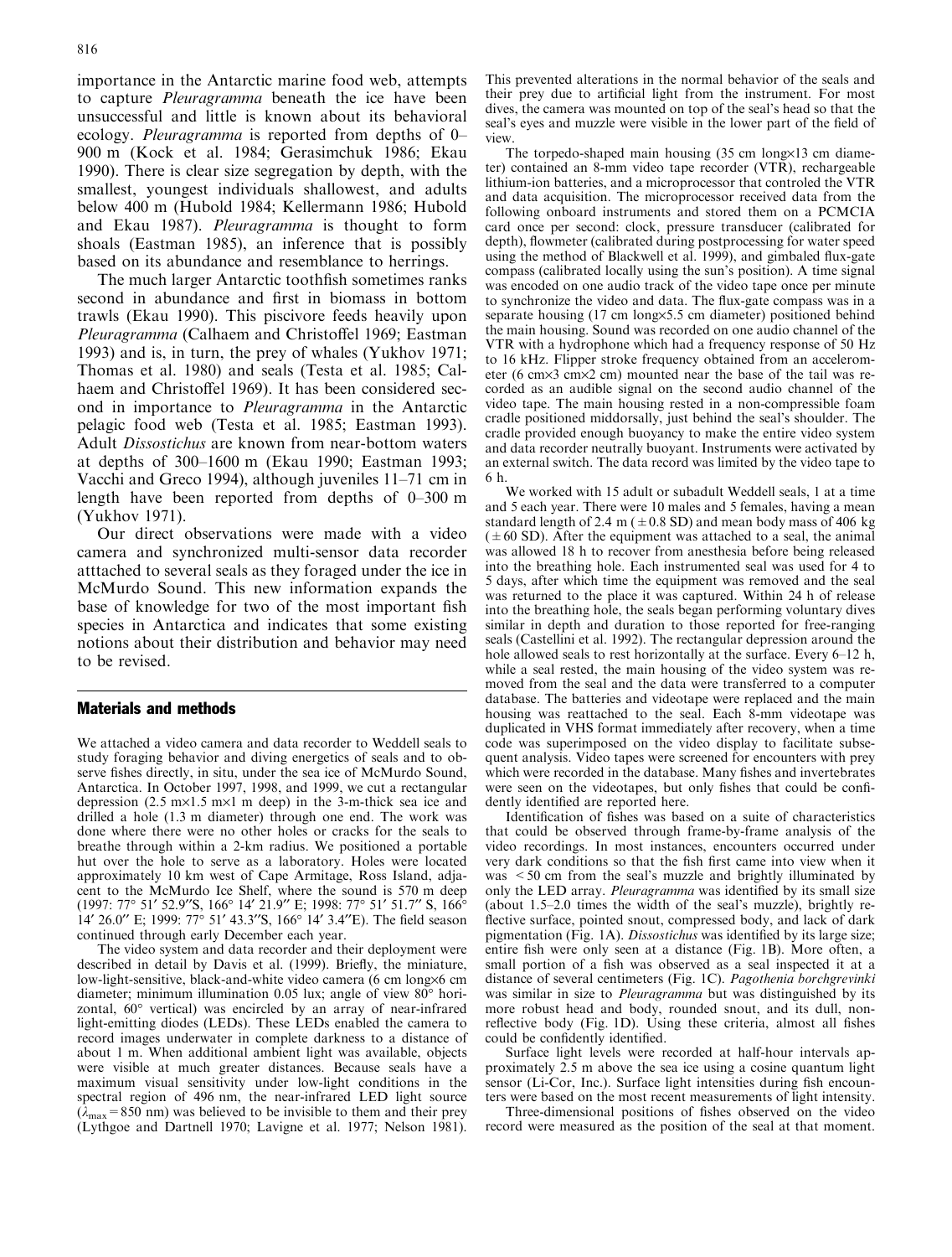importance in the Antarctic marine food web, attempts to capture *Pleuragramma* beneath the ice have been unsuccessful and little is known about its behavioral ecology. *Pleuragramma* is reported from depths of 0–900 m (Kock et al. 1984; Gerasimchuk 1986; Ekau 1990). There is clear size segregation by depth, with the smallest, youngest individuals shallowest, and adults below 400 m (Hubold 1984; Kellermann 1986; Hubold and Ekau 1987). *Pleuragramma* is thought to form shoals (Eastman 1985), an inference that is possibly based on its abundance and resemblance to herrings.

The much larger Antarctic toothfish sometimes ranks second in abundance and first in biomass in bottom trawls (Ekau 1990). This piscivore feeds heavily upon *Pleuragramma* (Calhaem and Christoffel 1969; Eastman 1993) and is, in turn, the prey of whales (Yukhov 1971; Thomas et al. 1980) and seals (Testa et al. 1985; Calhaem and Christoffel 1969). It has been considered second in importance to *Pleuragramma* in the Antarctic pelagic food web (Testa et al. 1985; Eastman 1993). Adult *Dissostichus* are known from near-bottom waters at depths of 300–1600 m (Ekau 1990; Eastman 1993; Vacchi and Greco 1994), although juveniles 11–71 cm in length have been reported from depths of 0–300 m (Yukhov 1971).

Our direct observations were made with a video camera and synchronized multi-sensor data recorder atttached to several seals as they foraged under the ice in McMurdo Sound. This new information expands the base of knowledge for two of the most important fish species in Antarctica and indicates that some existing notions about their distribution and behavior may need to be revised.

## Materials and methods

We attached a video camera and data recorder to Weddell seals to study foraging behavior and diving energetics of seals and to observe fishes directly, in situ, under the sea ice of McMurdo Sound, Antarctica. In October 1997, 1998, and 1999, we cut a rectangular depression (2.5 m×1.5 m×1 m deep) in the 3-m-thick sea ice and drilled a hole (1.3 m diameter) through one end. The work was done where there were no other holes or cracks for the seals to breathe through within a 2-km radius. We positioned a portable hut over the hole to serve as a laboratory. Holes were located approximately 10 km west of Cape Armitage, Ross Island, adjacent to the McMurdo Ice Shelf, where the sound is 570 m deep (1997: 77° 51′ 52.9″S, 166° 14′ 21.9″ E; 1998: 77° 51′ 51.7″ S, 166° 14′ 26.0″ E; 1999: 77° 51′ 43.3″S, 166° 14′ 3.4″E). The field season continued through early December each year.

The video system and data recorder and their deployment were described in detail by Davis et al. (1999). Briefly, the miniature, low-light-sensitive, black-and-white video camera (6 cm long×6 cm diameter; minimum illumination 0.05 lux; angle of view 80° horizontal, 60° vertical) was encircled by an array of near-infrared light-emitting diodes (LEDs). These LEDs enabled the camera to record images underwater in complete darkness to a distance of about 1 m. When additional ambient light was available, objects were visible at much greater distances. Because seals have a maximum visual sensitivity under low-light conditions in the spectral region of 496 nm, the near-infrared LED light source ($\lambda_{max}$ = 850 nm) was believed to be invisible to them and their prey (Lythgoe and Dartnell 1970; Lavigne et al. 1977; Nelson 1981). This prevented alterations in the normal behavior of the seals and their prey due to artificial light from the instrument. For most dives, the camera was mounted on top of the seal's head so that the seal's eyes and muzzle were visible in the lower part of the field of view.

The torpedo-shaped main housing (35 cm long×13 cm diameter) contained an 8-mm video tape recorder (VTR), rechargeable lithium-ion batteries, and a microprocessor that controled the VTR and data acquisition. The microprocessor received data from the following onboard instruments and stored them on a PCMCIA card once per second: clock, pressure transducer (calibrated for depth), flowmeter (calibrated during postprocessing for water speed using the method of Blackwell et al. 1999), and gimbaled flux-gate compass (calibrated locally using the sun's position). A time signal was encoded on one audio track of the video tape once per minute to synchronize the video and data. The flux-gate compass was in a separate housing (17 cm long×5.5 cm diameter) positioned behind the main housing. Sound was recorded on one audio channel of the VTR with a hydrophone which had a frequency response of 50 Hz to 16 kHz. Flipper stroke frequency obtained from an accelerometer (6 cm×3 cm×2 cm) mounted near the base of the tail was recorded as an audible signal on the second audio channel of the video tape. The main housing rested in a non-compressible foam cradle positioned middorsally, just behind the seal's shoulder. The cradle provided enough buoyancy to make the entire video system and data recorder neutrally buoyant. Instruments were activated by an external switch. The data record was limited by the video tape to 6 h.

We worked with 15 adult or subadult Weddell seals, 1 at a time and 5 each year. There were 10 males and 5 females, having a mean standard length of 2.4 m (±0.8 SD) and mean body mass of 406 kg (±60 SD). After the equipment was attached to a seal, the animal was allowed 18 h to recover from anesthesia before being released into the breathing hole. Each instrumented seal was used for 4 to 5 days, after which time the equipment was removed and the seal was returned to the place it was captured. Within 24 h of release into the breathing hole, the seals began performing voluntary dives similar in depth and duration to those reported for free-ranging seals (Castellini et al. 1992). The rectangular depression around the hole allowed seals to rest horizontally at the surface. Every 6–12 h, while a seal rested, the main housing of the video system was removed from the seal and the data were transferred to a computer database. The batteries and videotape were replaced and the main housing was reattached to the seal. Each 8-mm videotape was duplicated in VHS format immediately after recovery, when a time code was superimposed on the video display to facilitate subsequent analysis. Video tapes were screened for encounters with prey which were recorded in the database. Many fishes and invertebrates were seen on the videotapes, but only fishes that could be confidently identified are reported here.

Identification of fishes was based on a suite of characteristics that could be observed through frame-by-frame analysis of the video recordings. In most instances, encounters occurred under very dark conditions so that the fish first came into view when it was <50 cm from the seal's muzzle and brightly illuminated by only the LED array. *Pleuragramma* was identified by its small size (about 1.5–2.0 times the width of the seal's muzzle), brightly reflective surface, pointed snout, compressed body, and lack of dark pigmentation (Fig. 1A). *Dissostichus* was identified by its large size; entire fish were only seen at a distance (Fig. 1B). More often, a small portion of a fish was observed as a seal inspected it at a distance of several centimeters (Fig. 1C). *Pagothenia borchgrevinki* was similar in size to *Pleuragramma* but was distinguished by its more robust head and body, rounded snout, and its dull, non-reflective body (Fig. 1D). Using these criteria, almost all fishes could be confidently identified.

Surface light levels were recorded at half-hour intervals approximately 2.5 m above the sea ice using a cosine quantum light sensor (Li-Cor, Inc.). Surface light intensities during fish encounters were based on the most recent measurements of light intensity.

Three-dimensional positions of fishes observed on the video record were measured as the position of the seal at that moment.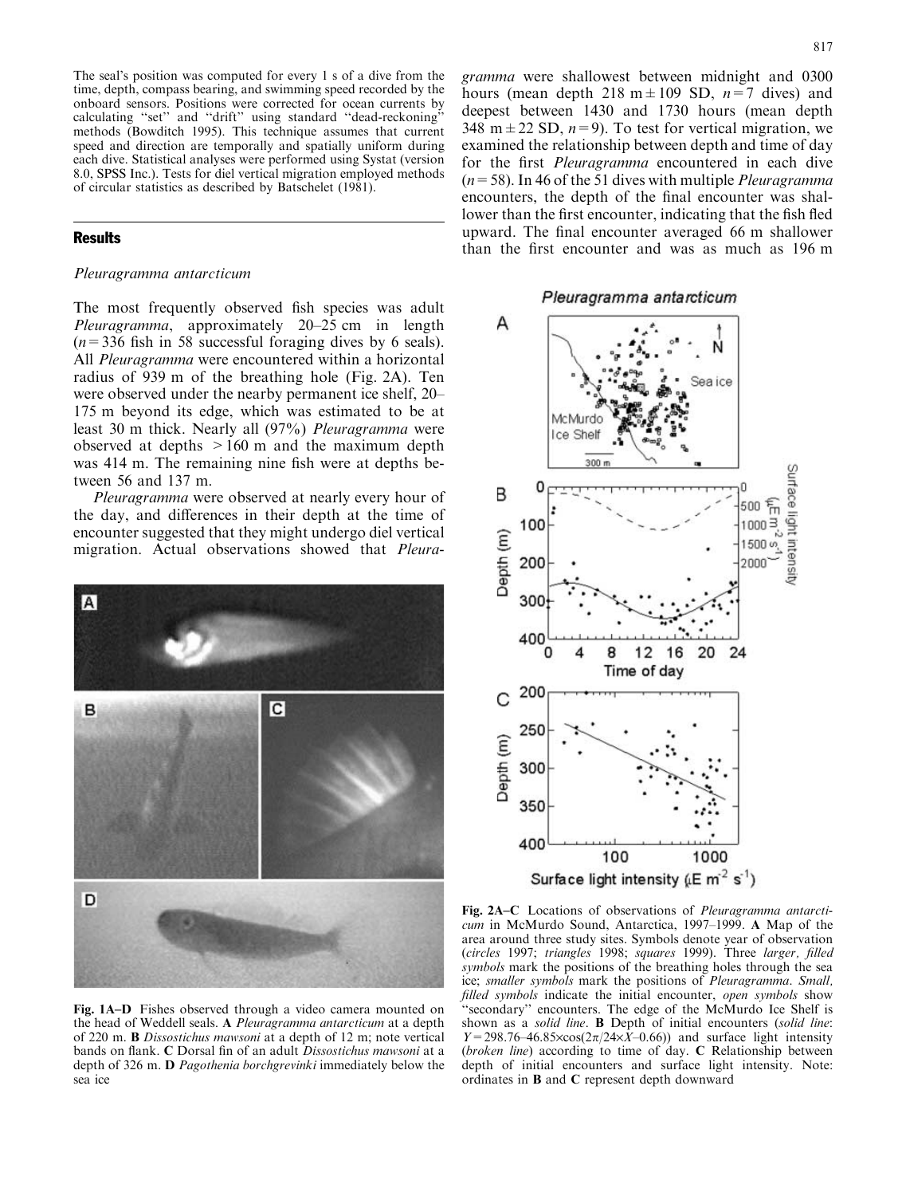The seal's position was computed for every 1 s of a dive from the time, depth, compass bearing, and swimming speed recorded by the onboard sensors. Positions were corrected for ocean currents by calculating "set" and "drift" using standard "dead-reckoning" methods (Bowditch 1995). This technique assumes that current speed and direction are temporally and spatially uniform during each dive. Statistical analyses were performed using Systat (version 8.0, SPSS Inc.). Tests for diel vertical migration employed methods of circular statistics as described by Batschelet (1981).

## Results

### *Pleuragramma antarcticum*

The most frequently observed fish species was adult *Pleuragramma*, approximately 20–25 cm in length ($n = 336$ fish in 58 successful foraging dives by 6 seals). All *Pleuragramma* were encountered within a horizontal radius of 939 m of the breathing hole (Fig. 2A). Ten were observed under the nearby permanent ice shelf, 20–175 m beyond its edge, which was estimated to be at least 30 m thick. Nearly all (97%) *Pleuragramma* were observed at depths >160 m and the maximum depth was 414 m. The remaining nine fish were at depths between 56 and 137 m.

*Pleuragramma* were observed at nearly every hour of the day, and differences in their depth at the time of encounter suggested that they might undergo diel vertical migration. Actual observations showed that *Pleuragramma* were shallowest between midnight and 0300 hours (mean depth 218 m ± 109 SD, $n = 7$ dives) and deepest between 1430 and 1730 hours (mean depth 348 m ± 22 SD, $n = 9$). To test for vertical migration, we examined the relationship between depth and time of day for the first *Pleuragramma* encountered in each dive ($n = 58$). In 46 of the 51 dives with multiple *Pleuragramma* encounters, the depth of the final encounter was shallower than the first encounter, indicating that the fish fled upward. The final encounter averaged 66 m shallower than the first encounter and was as much as 196 m

Fig. 1A–D Fishes observed through a video camera mounted on the head of Weddell seals. **A** *Pleuragramma antarcticum* at a depth of 220 m. **B** *Dissostichus mawsoni* at a depth of 12 m; note vertical bands on flank. **C** Dorsal fin of an adult *Dissostichus mawsoni* at a depth of 326 m. **D** *Pagothenia borchgrevinki* immediately below the sea ice

*Pleuragramma antarcticum*

A

N

Sea ice

McMurdo Ice Shelf

300 m

B

Depth (m)

Surface light intensity ($\mu$E m$^{-2}$ s$^{-1}$)

Time of day

C

Depth (m)

Surface light intensity ($\mu$E m$^{-2}$ s$^{-1}$)

Fig. 2A–C Locations of observations of *Pleuragramma antarcticum* in McMurdo Sound, Antarctica, 1997–1999. **A** Map of the area around three study sites. Symbols denote year of observation (*circles* 1997; *triangles* 1998; *squares* 1999). Three *larger, filled symbols* mark the positions of the breathing holes through the sea ice; *smaller symbols* mark the positions of *Pleuragramma*. *Small, filled symbols* indicate the initial encounter, *open symbols* show "secondary" encounters. The edge of the McMurdo Ice Shelf is shown as a *solid line*. **B** Depth of initial encounters (*solid line*: $Y = 298.76 - 46.85 \times \cos(2\pi/24 \times X - 0.66)$) and surface light intensity (*broken line*) according to time of day. **C** Relationship between depth of initial encounters and surface light intensity. Note: ordinates in **B** and **C** represent depth downward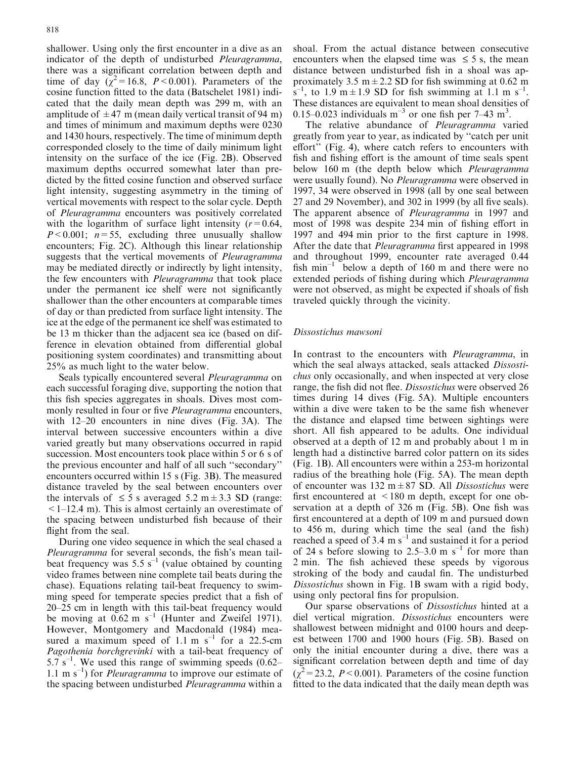shallower. Using only the first encounter in a dive as an indicator of the depth of undisturbed *Pleuragramma*, there was a significant correlation between depth and time of day ($\chi^2 = 16.8$, $P < 0.001$). Parameters of the cosine function fitted to the data (Batschelet 1981) indicated that the daily mean depth was 299 m, with an amplitude of $\pm 47$ m (mean daily vertical transit of 94 m) and times of minimum and maximum depths were 0230 and 1430 hours, respectively. The time of minimum depth corresponded closely to the time of daily minimum light intensity on the surface of the ice (Fig. 2B). Observed maximum depths occurred somewhat later than predicted by the fitted cosine function and observed surface light intensity, suggesting asymmetry in the timing of vertical movements with respect to the solar cycle. Depth of *Pleuragramma* encounters was positively correlated with the logarithm of surface light intensity ($r = 0.64$, $P < 0.001$; $n = 55$, excluding three unusually shallow encounters; Fig. 2C). Although this linear relationship suggests that the vertical movements of *Pleuragramma* may be mediated directly or indirectly by light intensity, the few encounters with *Pleuragramma* that took place under the permanent ice shelf were not significantly shallower than the other encounters at comparable times of day or than predicted from surface light intensity. The ice at the edge of the permanent ice shelf was estimated to be 13 m thicker than the adjacent sea ice (based on difference in elevation obtained from differential global positioning system coordinates) and transmitting about 25% as much light to the water below.

Seals typically encountered several *Pleuragramma* on each successful foraging dive, supporting the notion that this fish species aggregates in shoals. Dives most commonly resulted in four or five *Pleuragramma* encounters, with 12–20 encounters in nine dives (Fig. 3A). The interval between successive encounters within a dive varied greatly but many observations occurred in rapid succession. Most encounters took place within 5 or 6 s of the previous encounter and half of all such "secondary" encounters occurred within 15 s (Fig. 3B). The measured distance traveled by the seal between encounters over the intervals of $\leq 5$ s averaged 5.2 m $\pm$ 3.3 SD (range: $<$1–12.4 m). This is almost certainly an overestimate of the spacing between undisturbed fish because of their flight from the seal.

During one video sequence in which the seal chased a *Pleuragramma* for several seconds, the fish's mean tail-beat frequency was 5.5 $s^{-1}$ (value obtained by counting video frames between nine complete tail beats during the chase). Equations relating tail-beat frequency to swimming speed for temperate species predict that a fish of 20–25 cm in length with this tail-beat frequency would be moving at 0.62 m $s^{-1}$ (Hunter and Zweifel 1971). However, Montgomery and Macdonald (1984) measured a maximum speed of 1.1 m $s^{-1}$ for a 22.5-cm *Pagothenia borchgrevinki* with a tail-beat frequency of 5.7 $s^{-1}$. We used this range of swimming speeds (0.62–1.1 m $s^{-1}$) for *Pleuragramma* to improve our estimate of the spacing between undisturbed *Pleuragramma* within a shoal. From the actual distance between consecutive encounters when the elapsed time was $\leq 5$ s, the mean distance between undisturbed fish in a shoal was approximately 3.5 m $\pm$ 2.2 SD for fish swimming at 0.62 m $s^{-1}$, to 1.9 m $\pm$ 1.9 SD for fish swimming at 1.1 m $s^{-1}$. These distances are equivalent to mean shoal densities of 0.15–0.023 individuals $m^{-3}$ or one fish per 7–43 $m^3$.

The relative abundance of *Pleuragramma* varied greatly from year to year, as indicated by "catch per unit effort" (Fig. 4), where catch refers to encounters with fish and fishing effort is the amount of time seals spent below 160 m (the depth below which *Pleuragramma* were usually found). No *Pleuragramma* were observed in 1997, 34 were observed in 1998 (all by one seal between 27 and 29 November), and 302 in 1999 (by all five seals). The apparent absence of *Pleuragramma* in 1997 and most of 1998 was despite 234 min of fishing effort in 1997 and 494 min prior to the first capture in 1998. After the date that *Pleuragramma* first appeared in 1998 and throughout 1999, encounter rate averaged 0.44 fish $min^{-1}$ below a depth of 160 m and there were no extended periods of fishing during which *Pleuragramma* were not observed, as might be expected if shoals of fish traveled quickly through the vicinity.

### *Dissostichus mawsoni*

In contrast to the encounters with *Pleuragramma*, in which the seal always attacked, seals attacked *Dissostichus* only occasionally, and when inspected at very close range, the fish did not flee. *Dissostichus* were observed 26 times during 14 dives (Fig. 5A). Multiple encounters within a dive were taken to be the same fish whenever the distance and elapsed time between sightings were short. All fish appeared to be adults. One individual observed at a depth of 12 m and probably about 1 m in length had a distinctive barred color pattern on its sides (Fig. 1B). All encounters were within a 253-m horizontal radius of the breathing hole (Fig. 5A). The mean depth of encounter was 132 m $\pm$ 87 SD. All *Dissostichus* were first encountered at $<$180 m depth, except for one observation at a depth of 326 m (Fig. 5B). One fish was first encountered at a depth of 109 m and pursued down to 456 m, during which time the seal (and the fish) reached a speed of 3.4 m $s^{-1}$ and sustained it for a period of 24 s before slowing to 2.5–3.0 m $s^{-1}$ for more than 2 min. The fish achieved these speeds by vigorous stroking of the body and caudal fin. The undisturbed *Dissostichus* shown in Fig. 1B swam with a rigid body, using only pectoral fins for propulsion.

Our sparse observations of *Dissostichus* hinted at a diel vertical migration. *Dissostichus* encounters were shallowest between midnight and 0100 hours and deepest between 1700 and 1900 hours (Fig. 5B). Based on only the initial encounter during a dive, there was a significant correlation between depth and time of day ($\chi^2 = 23.2$, $P < 0.001$). Parameters of the cosine function fitted to the data indicated that the daily mean depth was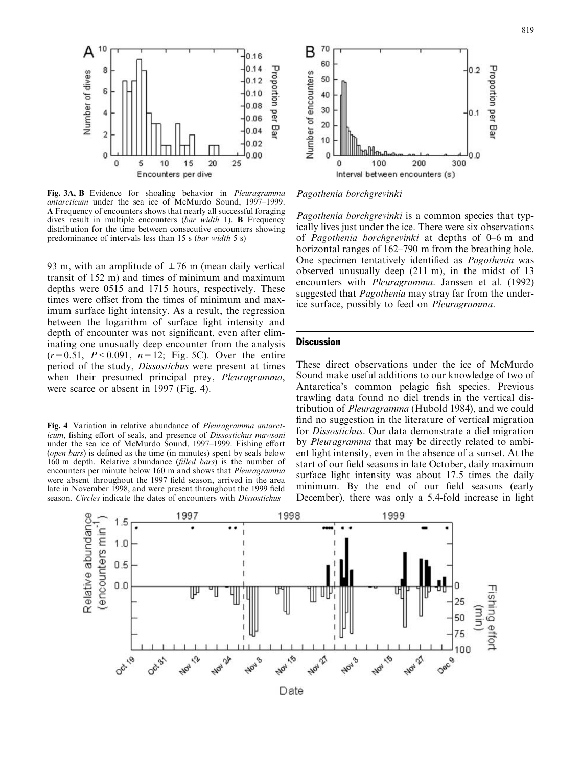A

Number of dives

Proportion per Bar

Encounters per dive

B

Number of encounters

Proportion per Bar

Interval between encounters (s)

**Fig. 3A, B** Evidence for shoaling behavior in *Pleuragramma antarcticum* under the sea ice of McMurdo Sound, 1997–1999. **A** Frequency of encounters shows that nearly all successful foraging dives result in multiple encounters (*bar width* 1). **B** Frequency distribution for the time between consecutive encounters showing predominance of intervals less than 15 s (*bar width* 5 s)

93 m, with an amplitude of ±76 m (mean daily vertical transit of 152 m) and times of minimum and maximum depths were 0515 and 1715 hours, respectively. These times were offset from the times of minimum and maximum surface light intensity. As a result, the regression between the logarithm of surface light intensity and depth of encounter was not significant, even after eliminating one unusually deep encounter from the analysis ($r = 0.51$, $P < 0.091$, $n = 12$; Fig. 5C). Over the entire period of the study, *Dissostichus* were present at times when their presumed principal prey, *Pleuragramma*, were scarce or absent in 1997 (Fig. 4).

**Fig. 4** Variation in relative abundance of *Pleuragramma antarcticum*, fishing effort of seals, and presence of *Dissostichus mawsoni* under the sea ice of McMurdo Sound, 1997–1999. Fishing effort (*open bars*) is defined as the time (in minutes) spent by seals below 160 m depth. Relative abundance (*filled bars*) is the number of encounters per minute below 160 m and shows that *Pleuragramma* were absent throughout the 1997 field season, arrived in the area late in November 1998, and were present throughout the 1999 field season. *Circles* indicate the dates of encounters with *Dissostichus*

*Pagothenia borchgrevinki*

*Pagothenia borchgrevinki* is a common species that typically lives just under the ice. There were six observations of *Pagothenia borchgrevinki* at depths of 0–6 m and horizontal ranges of 162–790 m from the breathing hole. One specimen tentatively identified as *Pagothenia* was observed unusually deep (211 m), in the midst of 13 encounters with *Pleuragramma*. Janssen et al. (1992) suggested that *Pagothenia* may stray far from the underice surface, possibly to feed on *Pleuragramma*.

## Discussion

These direct observations under the ice of McMurdo Sound make useful additions to our knowledge of two of Antarctica's common pelagic fish species. Previous trawling data found no diel trends in the vertical distribution of *Pleuragramma* (Hubold 1984), and we could find no suggestion in the literature of vertical migration for *Dissostichus*. Our data demonstrate a diel migration by *Pleuragramma* that may be directly related to ambient light intensity, even in the absence of a sunset. At the start of our field seasons in late October, daily maximum surface light intensity was about 17.5 times the daily minimum. By the end of our field seasons (early December), there was only a 5.4-fold increase in light

1997 1998 1999

Relative abundance (encounters min$^{-1}$)

Fishing effort (min)

Date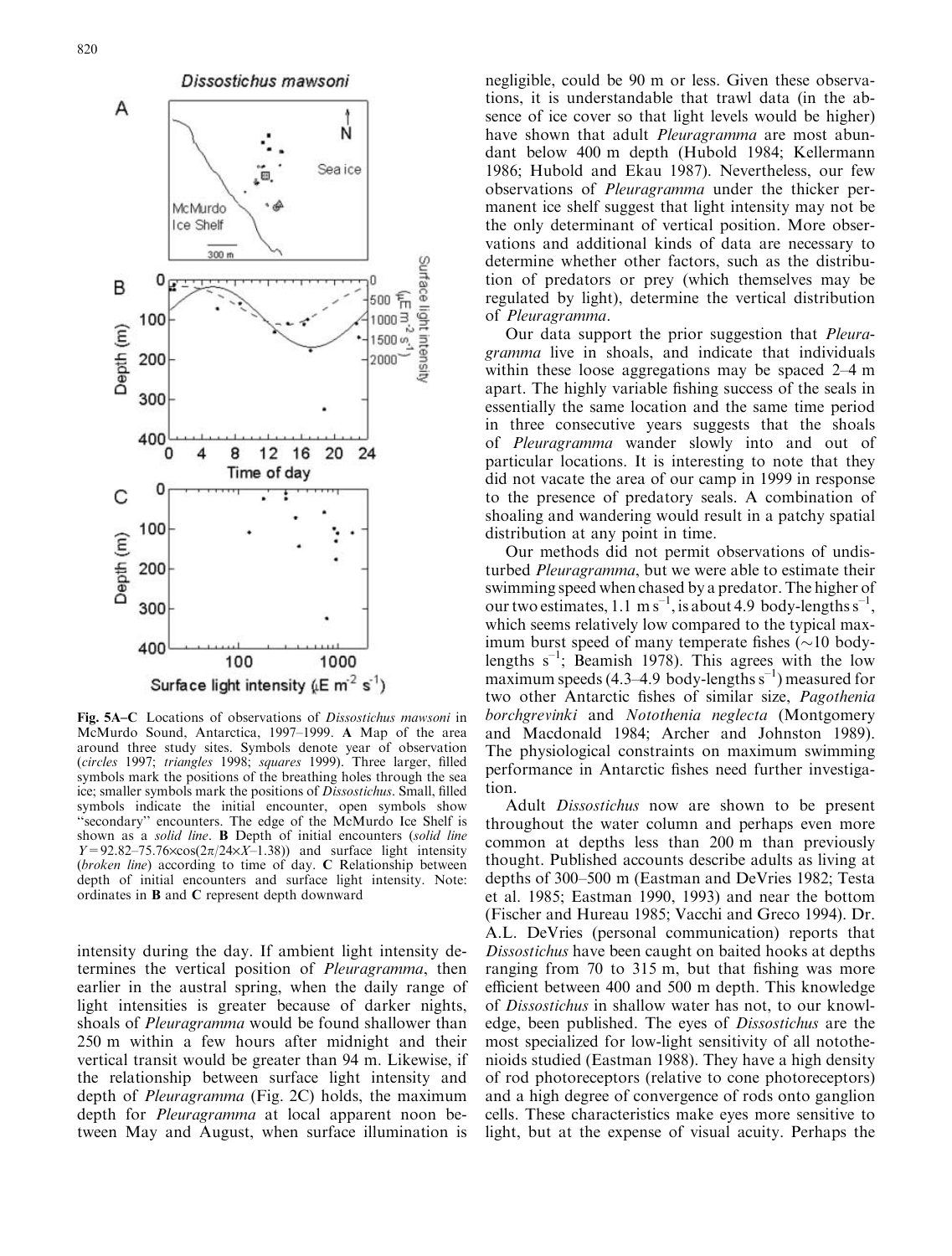*Dissostichus mawsoni*

A

N

Sea ice

McMurdo Ice Shelf

300 m

B

Depth (m)

Surface light intensity ($\mu E\ m^{-2}\ s^{-1}$)

Time of day

C

Depth (m)

Surface light intensity ($\mu E\ m^{-2}\ s^{-1}$)

**Fig. 5A–C** Locations of observations of *Dissostichus mawsoni* in McMurdo Sound, Antarctica, 1997–1999. **A** Map of the area around three study sites. Symbols denote year of observation (*circles* 1997; *triangles* 1998; *squares* 1999). Three larger, filled symbols mark the positions of the breathing holes through the sea ice; smaller symbols mark the positions of *Dissostichus*. Small, filled symbols indicate the initial encounter, open symbols show "secondary" encounters. The edge of the McMurdo Ice Shelf is shown as a *solid line*. **B** Depth of initial encounters (*solid line* $Y = 92.82 - 75.76 \times \cos(2\pi/24 \times X - 1.38)$) and surface light intensity (*broken line*) according to time of day. **C** Relationship between depth of initial encounters and surface light intensity. Note: ordinates in **B** and **C** represent depth downward

intensity during the day. If ambient light intensity determines the vertical position of *Pleuragramma*, then earlier in the austral spring, when the daily range of light intensities is greater because of darker nights, shoals of *Pleuragramma* would be found shallower than 250 m within a few hours after midnight and their vertical transit would be greater than 94 m. Likewise, if the relationship between surface light intensity and depth of *Pleuragramma* (Fig. 2C) holds, the maximum depth for *Pleuragramma* at local apparent noon between May and August, when surface illumination is negligible, could be 90 m or less. Given these observations, it is understandable that trawl data (in the absence of ice cover so that light levels would be higher) have shown that adult *Pleuragramma* are most abundant below 400 m depth (Hubold 1984; Kellermann 1986; Hubold and Ekau 1987). Nevertheless, our few observations of *Pleuragramma* under the thicker permanent ice shelf suggest that light intensity may not be the only determinant of vertical position. More observations and additional kinds of data are necessary to determine whether other factors, such as the distribution of predators or prey (which themselves may be regulated by light), determine the vertical distribution of *Pleuragramma*.

Our data support the prior suggestion that *Pleuragramma* live in shoals, and indicate that individuals within these loose aggregations may be spaced 2–4 m apart. The highly variable fishing success of the seals in essentially the same location and the same time period in three consecutive years suggests that the shoals of *Pleuragramma* wander slowly into and out of particular locations. It is interesting to note that they did not vacate the area of our camp in 1999 in response to the presence of predatory seals. A combination of shoaling and wandering would result in a patchy spatial distribution at any point in time.

Our methods did not permit observations of undisturbed *Pleuragramma*, but we were able to estimate their swimming speed when chased by a predator. The higher of our two estimates, 1.1 $m\ s^{-1}$, is about 4.9 body-lengths $s^{-1}$, which seems relatively low compared to the typical maximum burst speed of many temperate fishes (~10 body-lengths $s^{-1}$; Beamish 1978). This agrees with the low maximum speeds (4.3–4.9 body-lengths $s^{-1}$) measured for two other Antarctic fishes of similar size, *Pagothenia borchgrevinki* and *Notothenia neglecta* (Montgomery and Macdonald 1984; Archer and Johnston 1989). The physiological constraints on maximum swimming performance in Antarctic fishes need further investigation.

Adult *Dissostichus* now are shown to be present throughout the water column and perhaps even more common at depths less than 200 m than previously thought. Published accounts describe adults as living at depths of 300–500 m (Eastman and DeVries 1982; Testa et al. 1985; Eastman 1990, 1993) and near the bottom (Fischer and Hureau 1985; Vacchi and Greco 1994). Dr. A.L. DeVries (personal communication) reports that *Dissostichus* have been caught on baited hooks at depths ranging from 70 to 315 m, but that fishing was more efficient between 400 and 500 m depth. This knowledge of *Dissostichus* in shallow water has not, to our knowledge, been published. The eyes of *Dissostichus* are the most specialized for low-light sensitivity of all notothenioids studied (Eastman 1988). They have a high density of rod photoreceptors (relative to cone photoreceptors) and a high degree of convergence of rods onto ganglion cells. These characteristics make eyes more sensitive to light, but at the expense of visual acuity. Perhaps the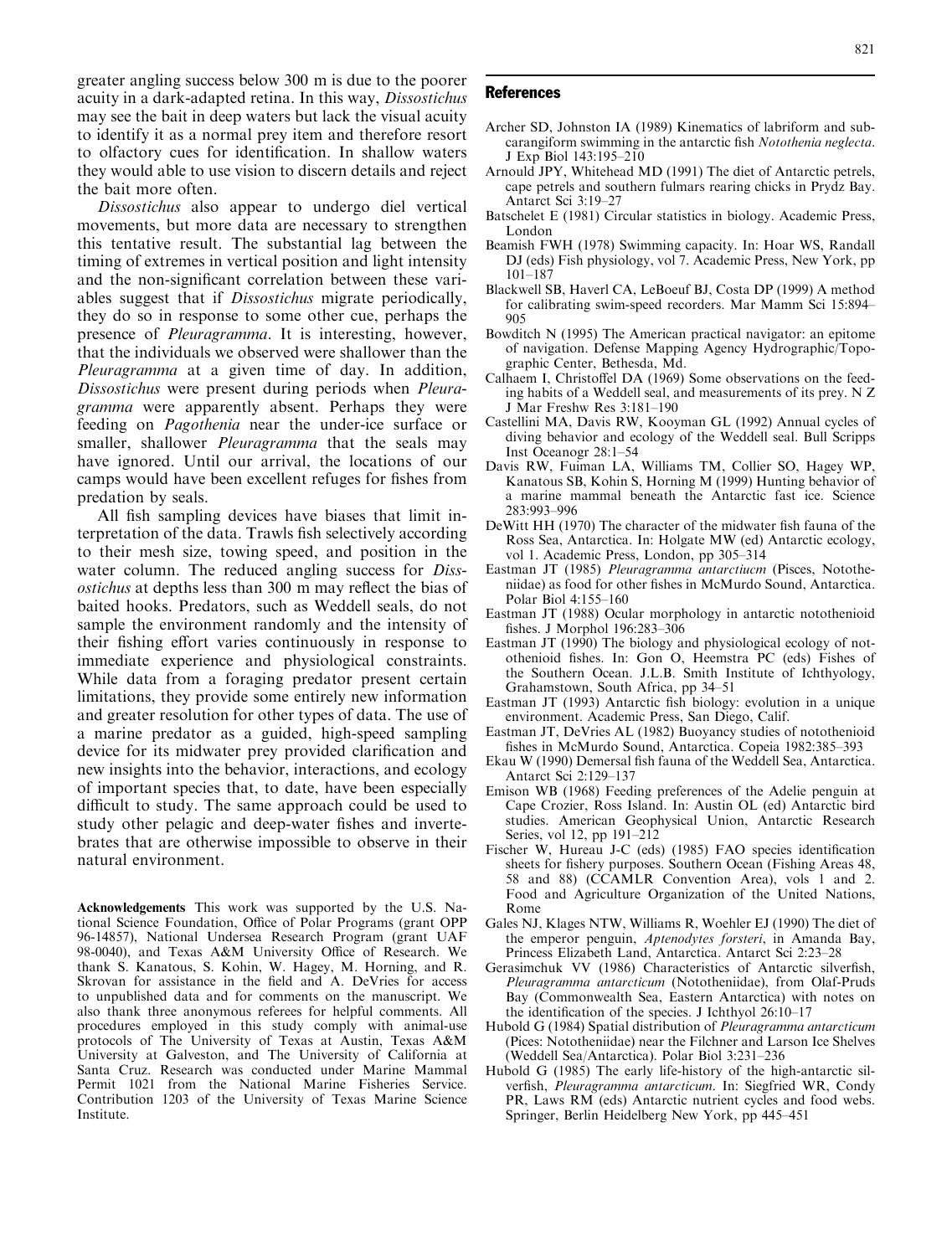greater angling success below 300 m is due to the poorer acuity in a dark-adapted retina. In this way, *Dissostichus* may see the bait in deep waters but lack the visual acuity to identify it as a normal prey item and therefore resort to olfactory cues for identification. In shallow waters they would able to use vision to discern details and reject the bait more often.

*Dissostichus* also appear to undergo diel vertical movements, but more data are necessary to strengthen this tentative result. The substantial lag between the timing of extremes in vertical position and light intensity and the non-significant correlation between these variables suggest that if *Dissostichus* migrate periodically, they do so in response to some other cue, perhaps the presence of *Pleuragramma*. It is interesting, however, that the individuals we observed were shallower than the *Pleuragramma* at a given time of day. In addition, *Dissostichus* were present during periods when *Pleuragramma* were apparently absent. Perhaps they were feeding on *Pagothenia* near the under-ice surface or smaller, shallower *Pleuragramma* that the seals may have ignored. Until our arrival, the locations of our camps would have been excellent refuges for fishes from predation by seals.

All fish sampling devices have biases that limit interpretation of the data. Trawls fish selectively according to their mesh size, towing speed, and position in the water column. The reduced angling success for *Dissostichus* at depths less than 300 m may reflect the bias of baited hooks. Predators, such as Weddell seals, do not sample the environment randomly and the intensity of their fishing effort varies continuously in response to immediate experience and physiological constraints. While data from a foraging predator present certain limitations, they provide some entirely new information and greater resolution for other types of data. The use of a marine predator as a guided, high-speed sampling device for its midwater prey provided clarification and new insights into the behavior, interactions, and ecology of important species that, to date, have been especially difficult to study. The same approach could be used to study other pelagic and deep-water fishes and invertebrates that are otherwise impossible to observe in their natural environment.

**Acknowledgements** This work was supported by the U.S. National Science Foundation, Office of Polar Programs (grant OPP 96-14857), National Undersea Research Program (grant UAF 98-0040), and Texas A&M University Office of Research. We thank S. Kanatous, S. Kohin, W. Hagey, M. Horning, and R. Skrovan for assistance in the field and A. DeVries for access to unpublished data and for comments on the manuscript. We also thank three anonymous referees for helpful comments. All procedures employed in this study comply with animal-use protocols of The University of Texas at Austin, Texas A&M University at Galveston, and The University of California at Santa Cruz. Research was conducted under Marine Mammal Permit 1021 from the National Marine Fisheries Service. Contribution 1203 of the University of Texas Marine Science Institute.

## References

Archer SD, Johnston IA (1989) Kinematics of labriform and subcarangiform swimming in the antarctic fish *Notothenia neglecta*. J Exp Biol 143:195–210

Arnould JPY, Whitehead MD (1991) The diet of Antarctic petrels, cape petrels and southern fulmars rearing chicks in Prydz Bay. Antarct Sci 3:19–27

Batschelet E (1981) Circular statistics in biology. Academic Press, London

Beamish FWH (1978) Swimming capacity. In: Hoar WS, Randall DJ (eds) Fish physiology, vol 7. Academic Press, New York, pp 101–187

Blackwell SB, Haverl CA, LeBoeuf BJ, Costa DP (1999) A method for calibrating swim-speed recorders. Mar Mamm Sci 15:894–905

Bowditch N (1995) The American practical navigator: an epitome of navigation. Defense Mapping Agency Hydrographic/Topographic Center, Bethesda, Md.

Calhaem I, Christoffel DA (1969) Some observations on the feeding habits of a Weddell seal, and measurements of its prey. N Z J Mar Freshw Res 3:181–190

Castellini MA, Davis RW, Kooyman GL (1992) Annual cycles of diving behavior and ecology of the Weddell seal. Bull Scripps Inst Oceanogr 28:1–54

Davis RW, Fuiman LA, Williams TM, Collier SO, Hagey WP, Kanatous SB, Kohin S, Horning M (1999) Hunting behavior of a marine mammal beneath the Antarctic fast ice. Science 283:993–996

DeWitt HH (1970) The character of the midwater fish fauna of the Ross Sea, Antarctica. In: Holgate MW (ed) Antarctic ecology, vol 1. Academic Press, London, pp 305–314

Eastman JT (1985) *Pleuragramma antarctiucm* (Pisces, Nototheniidae) as food for other fishes in McMurdo Sound, Antarctica. Polar Biol 4:155–160

Eastman JT (1988) Ocular morphology in antarctic notothenioid fishes. J Morphol 196:283–306

Eastman JT (1990) The biology and physiological ecology of notothenioid fishes. In: Gon O, Heemstra PC (eds) Fishes of the Southern Ocean. J.L.B. Smith Institute of Ichthyology, Grahamstown, South Africa, pp 34–51

Eastman JT (1993) Antarctic fish biology: evolution in a unique environment. Academic Press, San Diego, Calif.

Eastman JT, DeVries AL (1982) Buoyancy studies of notothenioid fishes in McMurdo Sound, Antarctica. Copeia 1982:385–393

Ekau W (1990) Demersal fish fauna of the Weddell Sea, Antarctica. Antarct Sci 2:129–137

Emison WB (1968) Feeding preferences of the Adelie penguin at Cape Crozier, Ross Island. In: Austin OL (ed) Antarctic bird studies. American Geophysical Union, Antarctic Research Series, vol 12, pp 191–212

Fischer W, Hureau J-C (eds) (1985) FAO species identification sheets for fishery purposes. Southern Ocean (Fishing Areas 48, 58 and 88) (CCAMLR Convention Area), vols 1 and 2. Food and Agriculture Organization of the United Nations, Rome

Gales NJ, Klages NTW, Williams R, Woehler EJ (1990) The diet of the emperor penguin, *Aptenodytes forsteri*, in Amanda Bay, Princess Elizabeth Land, Antarctica. Antarct Sci 2:23–28

Gerasimchuk VV (1986) Characteristics of Antarctic silverfish, *Pleuragramma antarcticum* (Nototheniidae), from Olaf-Pruds Bay (Commonwealth Sea, Eastern Antarctica) with notes on the identification of the species. J Ichthyol 26:10–17

Hubold G (1984) Spatial distribution of *Pleuragramma antarcticum* (Pices: Nototheniidae) near the Filchner and Larson Ice Shelves (Weddell Sea/Antarctica). Polar Biol 3:231–236

Hubold G (1985) The early life-history of the high-antarctic silverfish, *Pleuragramma antarcticum*. In: Siegfried WR, Condy PR, Laws RM (eds) Antarctic nutrient cycles and food webs. Springer, Berlin Heidelberg New York, pp 445–451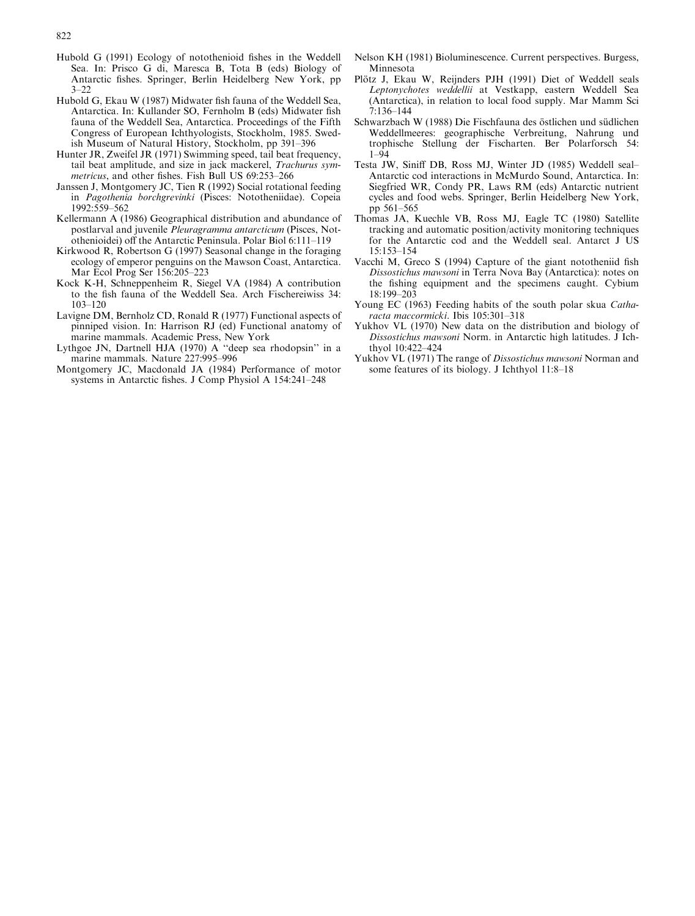Hubold G (1991) Ecology of notothenioid fishes in the Weddell Sea. In: Prisco G di, Maresca B, Tota B (eds) Biology of Antarctic fishes. Springer, Berlin Heidelberg New York, pp 3–22

Hubold G, Ekau W (1987) Midwater fish fauna of the Weddell Sea, Antarctica. In: Kullander SO, Fernholm B (eds) Midwater fish fauna of the Weddell Sea, Antarctica. Proceedings of the Fifth Congress of European Ichthyologists, Stockholm, 1985. Swedish Museum of Natural History, Stockholm, pp 391–396

Hunter JR, Zweifel JR (1971) Swimming speed, tail beat frequency, tail beat amplitude, and size in jack mackerel, *Trachurus symmetricus*, and other fishes. Fish Bull US 69:253–266

Janssen J, Montgomery JC, Tien R (1992) Social rotational feeding in *Pagothenia borchgrevinki* (Pisces: Nototheniidae). Copeia 1992:559–562

Kellermann A (1986) Geographical distribution and abundance of postlarval and juvenile *Pleuragramma antarcticum* (Pisces, Notothenioidei) off the Antarctic Peninsula. Polar Biol 6:111–119

Kirkwood R, Robertson G (1997) Seasonal change in the foraging ecology of emperor penguins on the Mawson Coast, Antarctica. Mar Ecol Prog Ser 156:205–223

Kock K-H, Schneppenheim R, Siegel VA (1984) A contribution to the fish fauna of the Weddell Sea. Arch Fischereiwiss 34: 103–120

Lavigne DM, Bernholz CD, Ronald R (1977) Functional aspects of pinniped vision. In: Harrison RJ (ed) Functional anatomy of marine mammals. Academic Press, New York

Lythgoe JN, Dartnell HJA (1970) A "deep sea rhodopsin" in a marine mammals. Nature 227:995–996

Montgomery JC, Macdonald JA (1984) Performance of motor systems in Antarctic fishes. J Comp Physiol A 154:241–248

Nelson KH (1981) Bioluminescence. Current perspectives. Burgess, Minnesota

Plötz J, Ekau W, Reijnders PJH (1991) Diet of Weddell seals *Leptonychotes weddellii* at Vestkapp, eastern Weddell Sea (Antarctica), in relation to local food supply. Mar Mamm Sci 7:136–144

Schwarzbach W (1988) Die Fischfauna des östlichen und südlichen Weddellmeeres: geographische Verbreitung, Nahrung und trophische Stellung der Fischarten. Ber Polarforsch 54: 1–94

Testa JW, Siniff DB, Ross MJ, Winter JD (1985) Weddell seal–Antarctic cod interactions in McMurdo Sound, Antarctica. In: Siegfried WR, Condy PR, Laws RM (eds) Antarctic nutrient cycles and food webs. Springer, Berlin Heidelberg New York, pp 561–565

Thomas JA, Kuechle VB, Ross MJ, Eagle TC (1980) Satellite tracking and automatic position/activity monitoring techniques for the Antarctic cod and the Weddell seal. Antarct J US 15:153–154

Vacchi M, Greco S (1994) Capture of the giant nototheniid fish *Dissostichus mawsoni* in Terra Nova Bay (Antarctica): notes on the fishing equipment and the specimens caught. Cybium 18:199–203

Young EC (1963) Feeding habits of the south polar skua *Catharacta maccormicki*. Ibis 105:301–318

Yukhov VL (1970) New data on the distribution and biology of *Dissostichus mawsoni* Norm. in Antarctic high latitudes. J Ichthyol 10:422–424

Yukhov VL (1971) The range of *Dissostichus mawsoni* Norman and some features of its biology. J Ichthyol 11:8–18